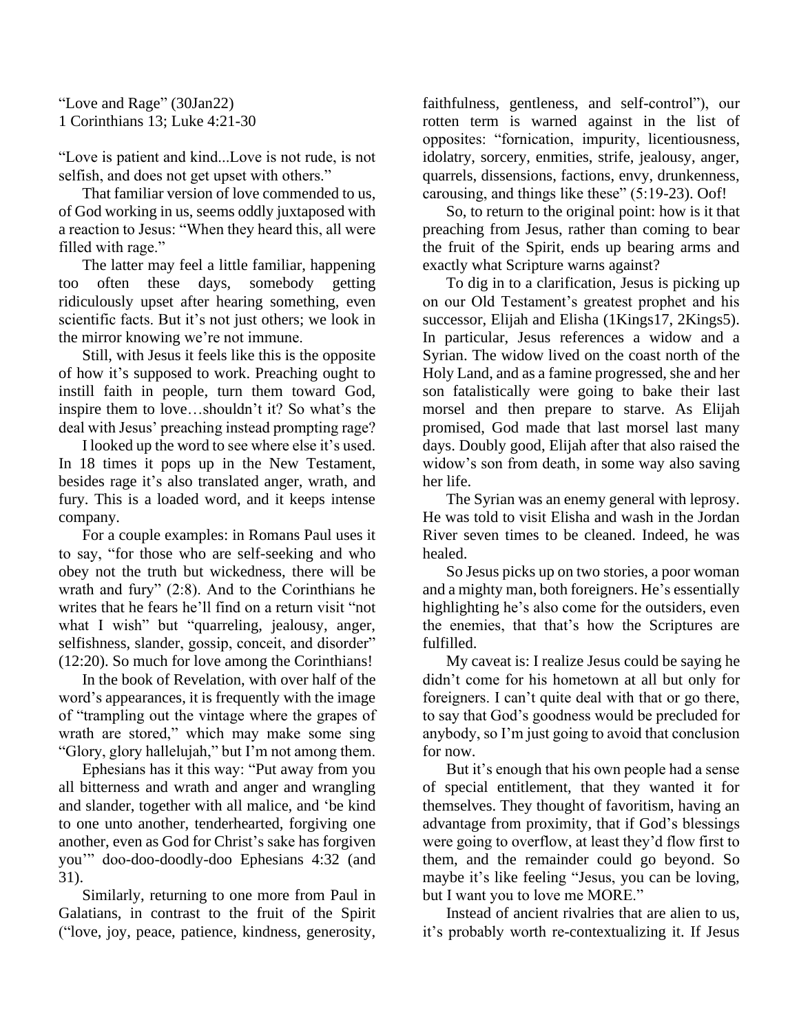"Love and Rage" (30Jan22)
1 Corinthians 13; Luke 4:21-30

"Love is patient and kind...Love is not rude, is not selfish, and does not get upset with others."

That familiar version of love commended to us, of God working in us, seems oddly juxtaposed with a reaction to Jesus: "When they heard this, all were filled with rage."

The latter may feel a little familiar, happening too often these days, somebody getting ridiculously upset after hearing something, even scientific facts. But it's not just others; we look in the mirror knowing we're not immune.

Still, with Jesus it feels like this is the opposite of how it's supposed to work. Preaching ought to instill faith in people, turn them toward God, inspire them to love…shouldn't it? So what's the deal with Jesus' preaching instead prompting rage?

I looked up the word to see where else it's used. In 18 times it pops up in the New Testament, besides rage it's also translated anger, wrath, and fury. This is a loaded word, and it keeps intense company.

For a couple examples: in Romans Paul uses it to say, "for those who are self-seeking and who obey not the truth but wickedness, there will be wrath and fury" (2:8). And to the Corinthians he writes that he fears he'll find on a return visit "not what I wish" but "quarreling, jealousy, anger, selfishness, slander, gossip, conceit, and disorder" (12:20). So much for love among the Corinthians!

In the book of Revelation, with over half of the word's appearances, it is frequently with the image of "trampling out the vintage where the grapes of wrath are stored," which may make some sing "Glory, glory hallelujah," but I'm not among them.

Ephesians has it this way: "Put away from you all bitterness and wrath and anger and wrangling and slander, together with all malice, and 'be kind to one unto another, tenderhearted, forgiving one another, even as God for Christ's sake has forgiven you'" doo-doo-doodly-doo Ephesians 4:32 (and 31).

Similarly, returning to one more from Paul in Galatians, in contrast to the fruit of the Spirit ("love, joy, peace, patience, kindness, generosity, faithfulness, gentleness, and self-control"), our rotten term is warned against in the list of opposites: "fornication, impurity, licentiousness, idolatry, sorcery, enmities, strife, jealousy, anger, quarrels, dissensions, factions, envy, drunkenness, carousing, and things like these" (5:19-23). Oof!

So, to return to the original point: how is it that preaching from Jesus, rather than coming to bear the fruit of the Spirit, ends up bearing arms and exactly what Scripture warns against?

To dig in to a clarification, Jesus is picking up on our Old Testament's greatest prophet and his successor, Elijah and Elisha (1Kings17, 2Kings5). In particular, Jesus references a widow and a Syrian. The widow lived on the coast north of the Holy Land, and as a famine progressed, she and her son fatalistically were going to bake their last morsel and then prepare to starve. As Elijah promised, God made that last morsel last many days. Doubly good, Elijah after that also raised the widow's son from death, in some way also saving her life.

The Syrian was an enemy general with leprosy. He was told to visit Elisha and wash in the Jordan River seven times to be cleaned. Indeed, he was healed.

So Jesus picks up on two stories, a poor woman and a mighty man, both foreigners. He's essentially highlighting he's also come for the outsiders, even the enemies, that that's how the Scriptures are fulfilled.

My caveat is: I realize Jesus could be saying he didn't come for his hometown at all but only for foreigners. I can't quite deal with that or go there, to say that God's goodness would be precluded for anybody, so I'm just going to avoid that conclusion for now.

But it's enough that his own people had a sense of special entitlement, that they wanted it for themselves. They thought of favoritism, having an advantage from proximity, that if God's blessings were going to overflow, at least they'd flow first to them, and the remainder could go beyond. So maybe it's like feeling "Jesus, you can be loving, but I want you to love me MORE."

Instead of ancient rivalries that are alien to us, it's probably worth re-contextualizing it. If Jesus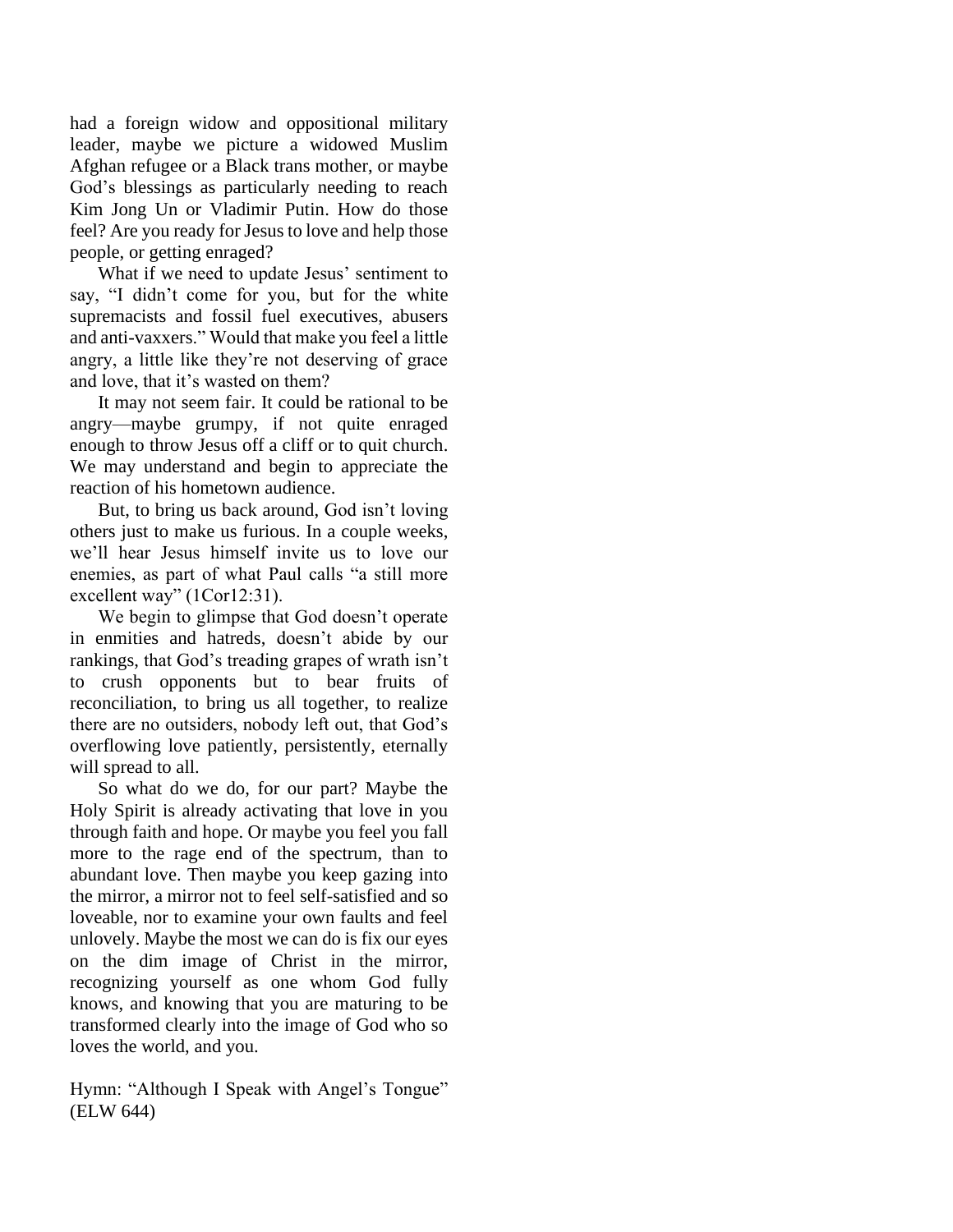had a foreign widow and oppositional military leader, maybe we picture a widowed Muslim Afghan refugee or a Black trans mother, or maybe God's blessings as particularly needing to reach Kim Jong Un or Vladimir Putin. How do those feel? Are you ready for Jesus to love and help those people, or getting enraged?

What if we need to update Jesus' sentiment to say, "I didn't come for you, but for the white supremacists and fossil fuel executives, abusers and anti-vaxxers." Would that make you feel a little angry, a little like they're not deserving of grace and love, that it's wasted on them?

It may not seem fair. It could be rational to be angry—maybe grumpy, if not quite enraged enough to throw Jesus off a cliff or to quit church. We may understand and begin to appreciate the reaction of his hometown audience.

But, to bring us back around, God isn't loving others just to make us furious. In a couple weeks, we'll hear Jesus himself invite us to love our enemies, as part of what Paul calls "a still more excellent way" (1Cor12:31).

We begin to glimpse that God doesn't operate in enmities and hatreds, doesn't abide by our rankings, that God's treading grapes of wrath isn't to crush opponents but to bear fruits of reconciliation, to bring us all together, to realize there are no outsiders, nobody left out, that God's overflowing love patiently, persistently, eternally will spread to all.

So what do we do, for our part? Maybe the Holy Spirit is already activating that love in you through faith and hope. Or maybe you feel you fall more to the rage end of the spectrum, than to abundant love. Then maybe you keep gazing into the mirror, a mirror not to feel self-satisfied and so loveable, nor to examine your own faults and feel unlovely. Maybe the most we can do is fix our eyes on the dim image of Christ in the mirror, recognizing yourself as one whom God fully knows, and knowing that you are maturing to be transformed clearly into the image of God who so loves the world, and you.

Hymn: "Although I Speak with Angel's Tongue" (ELW 644)